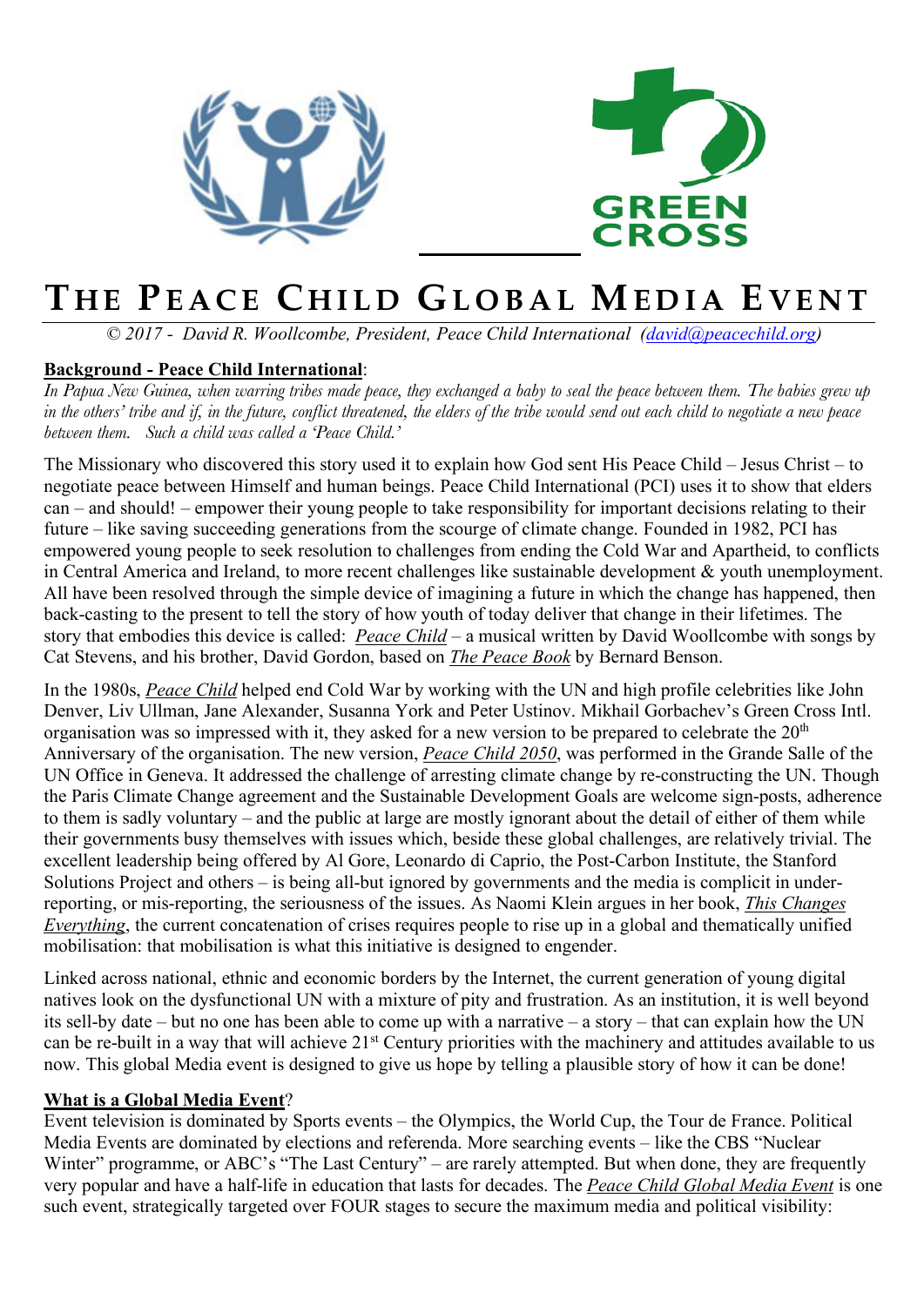GREEN CROSS

# THE PEACE CHILD GLOBAL MEDIA EVENT

© 2017 - David R. Woollcombe, President, Peace Child International (david@peacechild.org)

**Background - Peace Child International**:

*In Papua New Guinea, when warring tribes made peace, they exchanged a baby to seal the peace between them. The babies grew up in the others' tribe and if, in the future, conflict threatened, the elders of the tribe would send out each child to negotiate a new peace between them. Such a child was called a 'Peace Child.'*

The Missionary who discovered this story used it to explain how God sent His Peace Child – Jesus Christ – to negotiate peace between Himself and human beings. Peace Child International (PCI) uses it to show that elders can – and should! – empower their young people to take responsibility for important decisions relating to their future – like saving succeeding generations from the scourge of climate change. Founded in 1982, PCI has empowered young people to seek resolution to challenges from ending the Cold War and Apartheid, to conflicts in Central America and Ireland, to more recent challenges like sustainable development & youth unemployment. All have been resolved through the simple device of imagining a future in which the change has happened, then back-casting to the present to tell the story of how youth of today deliver that change in their lifetimes. The story that embodies this device is called: *Peace Child* – a musical written by David Woollcombe with songs by Cat Stevens, and his brother, David Gordon, based on *The Peace Book* by Bernard Benson.

In the 1980s, *Peace Child* helped end Cold War by working with the UN and high profile celebrities like John Denver, Liv Ullman, Jane Alexander, Susanna York and Peter Ustinov. Mikhail Gorbachev's Green Cross Intl. organisation was so impressed with it, they asked for a new version to be prepared to celebrate the 20th Anniversary of the organisation. The new version, *Peace Child 2050*, was performed in the Grande Salle of the UN Office in Geneva. It addressed the challenge of arresting climate change by re-constructing the UN. Though the Paris Climate Change agreement and the Sustainable Development Goals are welcome sign-posts, adherence to them is sadly voluntary – and the public at large are mostly ignorant about the detail of either of them while their governments busy themselves with issues which, beside these global challenges, are relatively trivial. The excellent leadership being offered by Al Gore, Leonardo di Caprio, the Post-Carbon Institute, the Stanford Solutions Project and others – is being all-but ignored by governments and the media is complicit in under-reporting, or mis-reporting, the seriousness of the issues. As Naomi Klein argues in her book, *This Changes Everything*, the current concatenation of crises requires people to rise up in a global and thematically unified mobilisation: that mobilisation is what this initiative is designed to engender.

Linked across national, ethnic and economic borders by the Internet, the current generation of young digital natives look on the dysfunctional UN with a mixture of pity and frustration. As an institution, it is well beyond its sell-by date – but no one has been able to come up with a narrative – a story – that can explain how the UN can be re-built in a way that will achieve 21st Century priorities with the machinery and attitudes available to us now. This global Media event is designed to give us hope by telling a plausible story of how it can be done!

**What is a Global Media Event**?

Event television is dominated by Sports events – the Olympics, the World Cup, the Tour de France. Political Media Events are dominated by elections and referenda. More searching events – like the CBS "Nuclear Winter" programme, or ABC's "The Last Century" – are rarely attempted. But when done, they are frequently very popular and have a half-life in education that lasts for decades. The *Peace Child Global Media Event* is one such event, strategically targeted over FOUR stages to secure the maximum media and political visibility: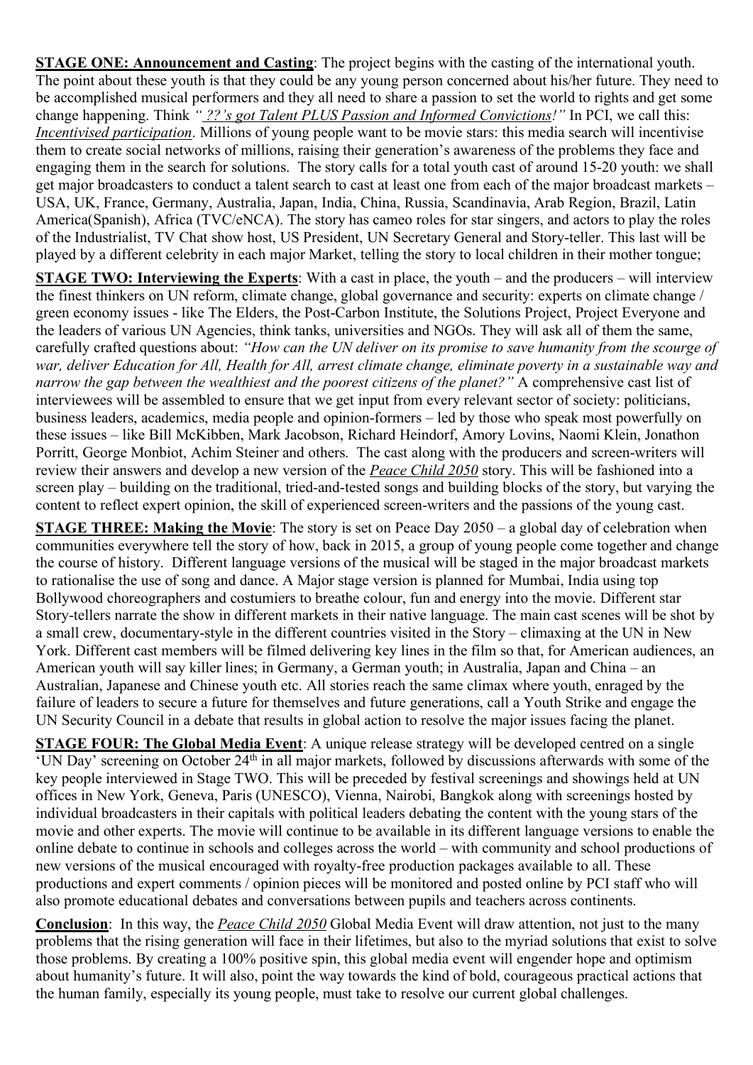**STAGE ONE: Announcement and Casting**: The project begins with the casting of the international youth. The point about these youth is that they could be any young person concerned about his/her future. They need to be accomplished musical performers and they all need to share a passion to set the world to rights and get some change happening. Think *"_??'s got Talent PLUS Passion and Informed Convictions!"* In PCI, we call this: *Incentivised participation*. Millions of young people want to be movie stars: this media search will incentivise them to create social networks of millions, raising their generation's awareness of the problems they face and engaging them in the search for solutions. The story calls for a total youth cast of around 15-20 youth: we shall get major broadcasters to conduct a talent search to cast at least one from each of the major broadcast markets – USA, UK, France, Germany, Australia, Japan, India, China, Russia, Scandinavia, Arab Region, Brazil, Latin America(Spanish), Africa (TVC/eNCA). The story has cameo roles for star singers, and actors to play the roles of the Industrialist, TV Chat show host, US President, UN Secretary General and Story-teller. This last will be played by a different celebrity in each major Market, telling the story to local children in their mother tongue;

**STAGE TWO: Interviewing the Experts**: With a cast in place, the youth – and the producers – will interview the finest thinkers on UN reform, climate change, global governance and security: experts on climate change / green economy issues - like The Elders, the Post-Carbon Institute, the Solutions Project, Project Everyone and the leaders of various UN Agencies, think tanks, universities and NGOs. They will ask all of them the same, carefully crafted questions about: *"How can the UN deliver on its promise to save humanity from the scourge of war, deliver Education for All, Health for All, arrest climate change, eliminate poverty in a sustainable way and narrow the gap between the wealthiest and the poorest citizens of the planet?"* A comprehensive cast list of interviewees will be assembled to ensure that we get input from every relevant sector of society: politicians, business leaders, academics, media people and opinion-formers – led by those who speak most powerfully on these issues – like Bill McKibben, Mark Jacobson, Richard Heindorf, Amory Lovins, Naomi Klein, Jonathon Porritt, George Monbiot, Achim Steiner and others. The cast along with the producers and screen-writers will review their answers and develop a new version of the *Peace Child 2050* story. This will be fashioned into a screen play – building on the traditional, tried-and-tested songs and building blocks of the story, but varying the content to reflect expert opinion, the skill of experienced screen-writers and the passions of the young cast.

**STAGE THREE: Making the Movie**: The story is set on Peace Day 2050 – a global day of celebration when communities everywhere tell the story of how, back in 2015, a group of young people come together and change the course of history. Different language versions of the musical will be staged in the major broadcast markets to rationalise the use of song and dance. A Major stage version is planned for Mumbai, India using top Bollywood choreographers and costumiers to breathe colour, fun and energy into the movie. Different star Story-tellers narrate the show in different markets in their native language. The main cast scenes will be shot by a small crew, documentary-style in the different countries visited in the Story – climaxing at the UN in New York. Different cast members will be filmed delivering key lines in the film so that, for American audiences, an American youth will say killer lines; in Germany, a German youth; in Australia, Japan and China – an Australian, Japanese and Chinese youth etc. All stories reach the same climax where youth, enraged by the failure of leaders to secure a future for themselves and future generations, call a Youth Strike and engage the UN Security Council in a debate that results in global action to resolve the major issues facing the planet.

**STAGE FOUR: The Global Media Event**: A unique release strategy will be developed centred on a single 'UN Day' screening on October 24th in all major markets, followed by discussions afterwards with some of the key people interviewed in Stage TWO. This will be preceded by festival screenings and showings held at UN offices in New York, Geneva, Paris (UNESCO), Vienna, Nairobi, Bangkok along with screenings hosted by individual broadcasters in their capitals with political leaders debating the content with the young stars of the movie and other experts. The movie will continue to be available in its different language versions to enable the online debate to continue in schools and colleges across the world – with community and school productions of new versions of the musical encouraged with royalty-free production packages available to all. These productions and expert comments / opinion pieces will be monitored and posted online by PCI staff who will also promote educational debates and conversations between pupils and teachers across continents.

**Conclusion**: In this way, the *Peace Child 2050* Global Media Event will draw attention, not just to the many problems that the rising generation will face in their lifetimes, but also to the myriad solutions that exist to solve those problems. By creating a 100% positive spin, this global media event will engender hope and optimism about humanity's future. It will also, point the way towards the kind of bold, courageous practical actions that the human family, especially its young people, must take to resolve our current global challenges.